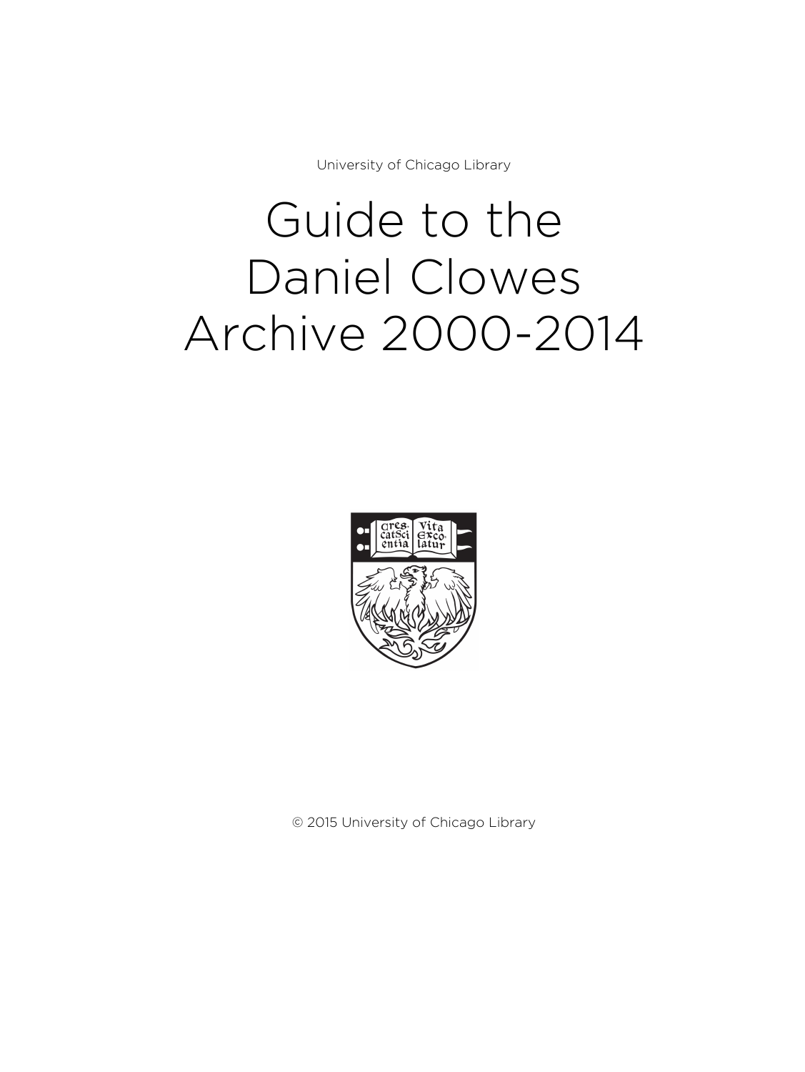University of Chicago Library

# Guide to the Daniel Clowes Archive 2000-2014

© 2015 University of Chicago Library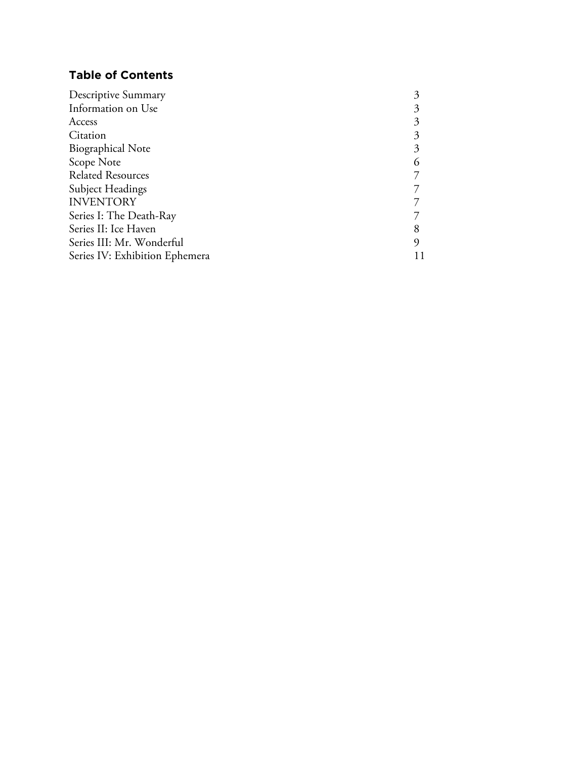## Table of Contents

| | |
|---|---|
| Descriptive Summary | 3 |
| Information on Use | 3 |
| Access | 3 |
| Citation | 3 |
| Biographical Note | 3 |
| Scope Note | 6 |
| Related Resources | 7 |
| Subject Headings | 7 |
| INVENTORY | 7 |
| Series I: The Death-Ray | 7 |
| Series II: Ice Haven | 8 |
| Series III: Mr. Wonderful | 9 |
| Series IV: Exhibition Ephemera | 11 |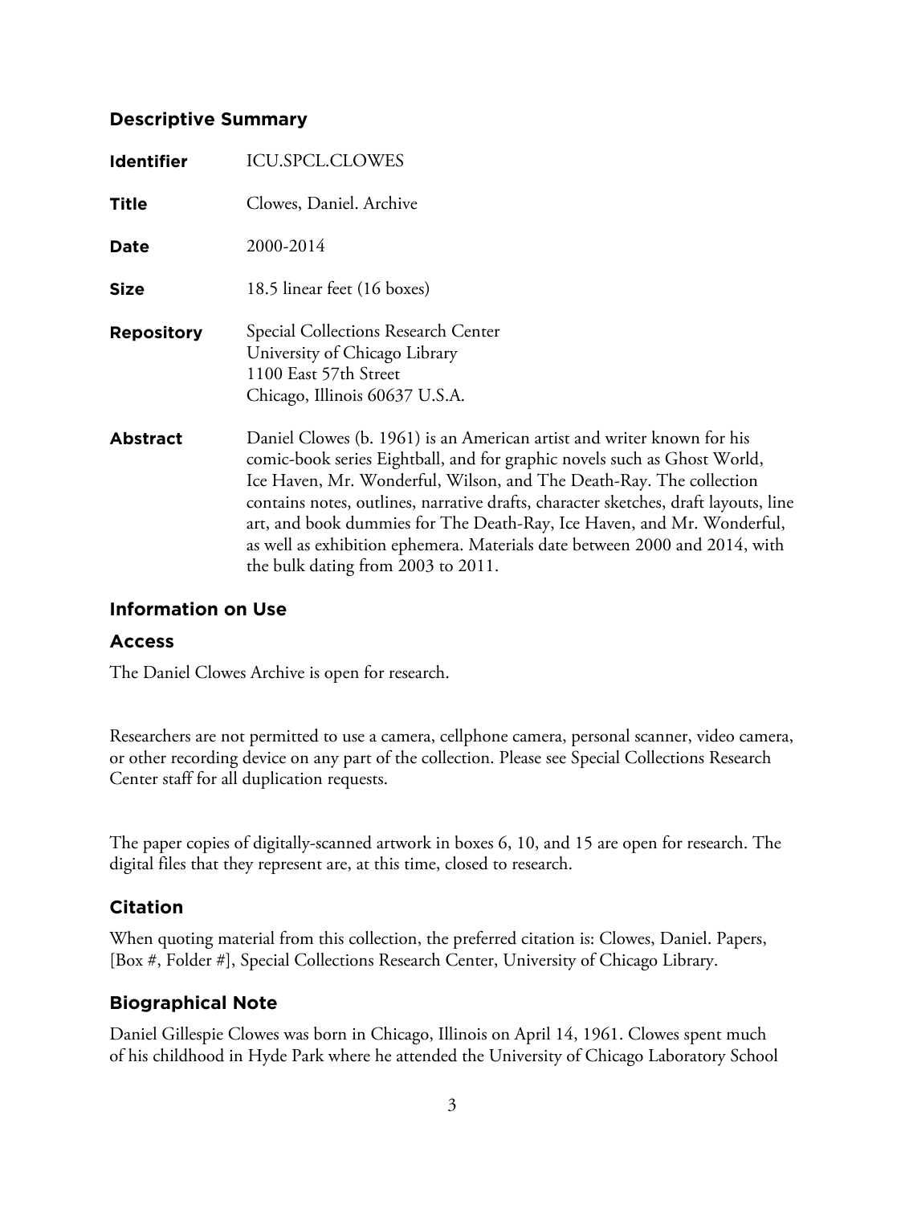## Descriptive Summary

| | |
|---|---|
| **Identifier** | ICU.SPCL.CLOWES |
| **Title** | Clowes, Daniel. Archive |
| **Date** | 2000-2014 |
| **Size** | 18.5 linear feet (16 boxes) |
| **Repository** | Special Collections Research Center<br>University of Chicago Library<br>1100 East 57th Street<br>Chicago, Illinois 60637 U.S.A. |
| **Abstract** | Daniel Clowes (b. 1961) is an American artist and writer known for his comic-book series Eightball, and for graphic novels such as Ghost World, Ice Haven, Mr. Wonderful, Wilson, and The Death-Ray. The collection contains notes, outlines, narrative drafts, character sketches, draft layouts, line art, and book dummies for The Death-Ray, Ice Haven, and Mr. Wonderful, as well as exhibition ephemera. Materials date between 2000 and 2014, with the bulk dating from 2003 to 2011. |

## Information on Use

### Access

The Daniel Clowes Archive is open for research.

Researchers are not permitted to use a camera, cellphone camera, personal scanner, video camera, or other recording device on any part of the collection. Please see Special Collections Research Center staff for all duplication requests.

The paper copies of digitally-scanned artwork in boxes 6, 10, and 15 are open for research. The digital files that they represent are, at this time, closed to research.

### Citation

When quoting material from this collection, the preferred citation is: Clowes, Daniel. Papers, [Box #, Folder #], Special Collections Research Center, University of Chicago Library.

## Biographical Note

Daniel Gillespie Clowes was born in Chicago, Illinois on April 14, 1961. Clowes spent much of his childhood in Hyde Park where he attended the University of Chicago Laboratory School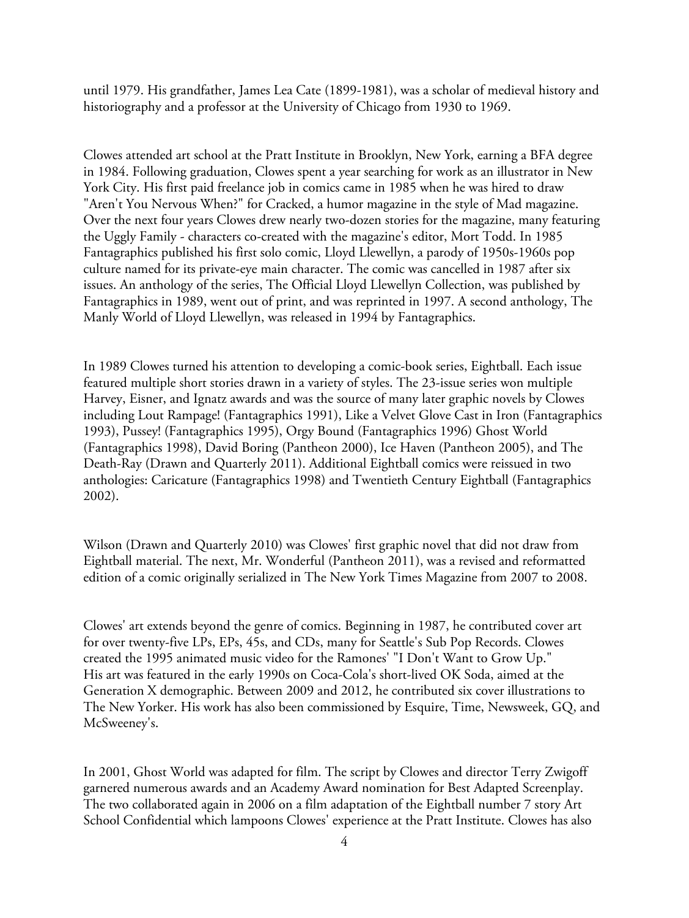until 1979. His grandfather, James Lea Cate (1899-1981), was a scholar of medieval history and historiography and a professor at the University of Chicago from 1930 to 1969.

Clowes attended art school at the Pratt Institute in Brooklyn, New York, earning a BFA degree in 1984. Following graduation, Clowes spent a year searching for work as an illustrator in New York City. His first paid freelance job in comics came in 1985 when he was hired to draw "Aren't You Nervous When?" for Cracked, a humor magazine in the style of Mad magazine. Over the next four years Clowes drew nearly two-dozen stories for the magazine, many featuring the Uggly Family - characters co-created with the magazine's editor, Mort Todd. In 1985 Fantagraphics published his first solo comic, Lloyd Llewellyn, a parody of 1950s-1960s pop culture named for its private-eye main character. The comic was cancelled in 1987 after six issues. An anthology of the series, The Official Lloyd Llewellyn Collection, was published by Fantagraphics in 1989, went out of print, and was reprinted in 1997. A second anthology, The Manly World of Lloyd Llewellyn, was released in 1994 by Fantagraphics.

In 1989 Clowes turned his attention to developing a comic-book series, Eightball. Each issue featured multiple short stories drawn in a variety of styles. The 23-issue series won multiple Harvey, Eisner, and Ignatz awards and was the source of many later graphic novels by Clowes including Lout Rampage! (Fantagraphics 1991), Like a Velvet Glove Cast in Iron (Fantagraphics 1993), Pussey! (Fantagraphics 1995), Orgy Bound (Fantagraphics 1996) Ghost World (Fantagraphics 1998), David Boring (Pantheon 2000), Ice Haven (Pantheon 2005), and The Death-Ray (Drawn and Quarterly 2011). Additional Eightball comics were reissued in two anthologies: Caricature (Fantagraphics 1998) and Twentieth Century Eightball (Fantagraphics 2002).

Wilson (Drawn and Quarterly 2010) was Clowes' first graphic novel that did not draw from Eightball material. The next, Mr. Wonderful (Pantheon 2011), was a revised and reformatted edition of a comic originally serialized in The New York Times Magazine from 2007 to 2008.

Clowes' art extends beyond the genre of comics. Beginning in 1987, he contributed cover art for over twenty-five LPs, EPs, 45s, and CDs, many for Seattle's Sub Pop Records. Clowes created the 1995 animated music video for the Ramones' "I Don't Want to Grow Up." His art was featured in the early 1990s on Coca-Cola's short-lived OK Soda, aimed at the Generation X demographic. Between 2009 and 2012, he contributed six cover illustrations to The New Yorker. His work has also been commissioned by Esquire, Time, Newsweek, GQ, and McSweeney's.

In 2001, Ghost World was adapted for film. The script by Clowes and director Terry Zwigoff garnered numerous awards and an Academy Award nomination for Best Adapted Screenplay. The two collaborated again in 2006 on a film adaptation of the Eightball number 7 story Art School Confidential which lampoons Clowes' experience at the Pratt Institute. Clowes has also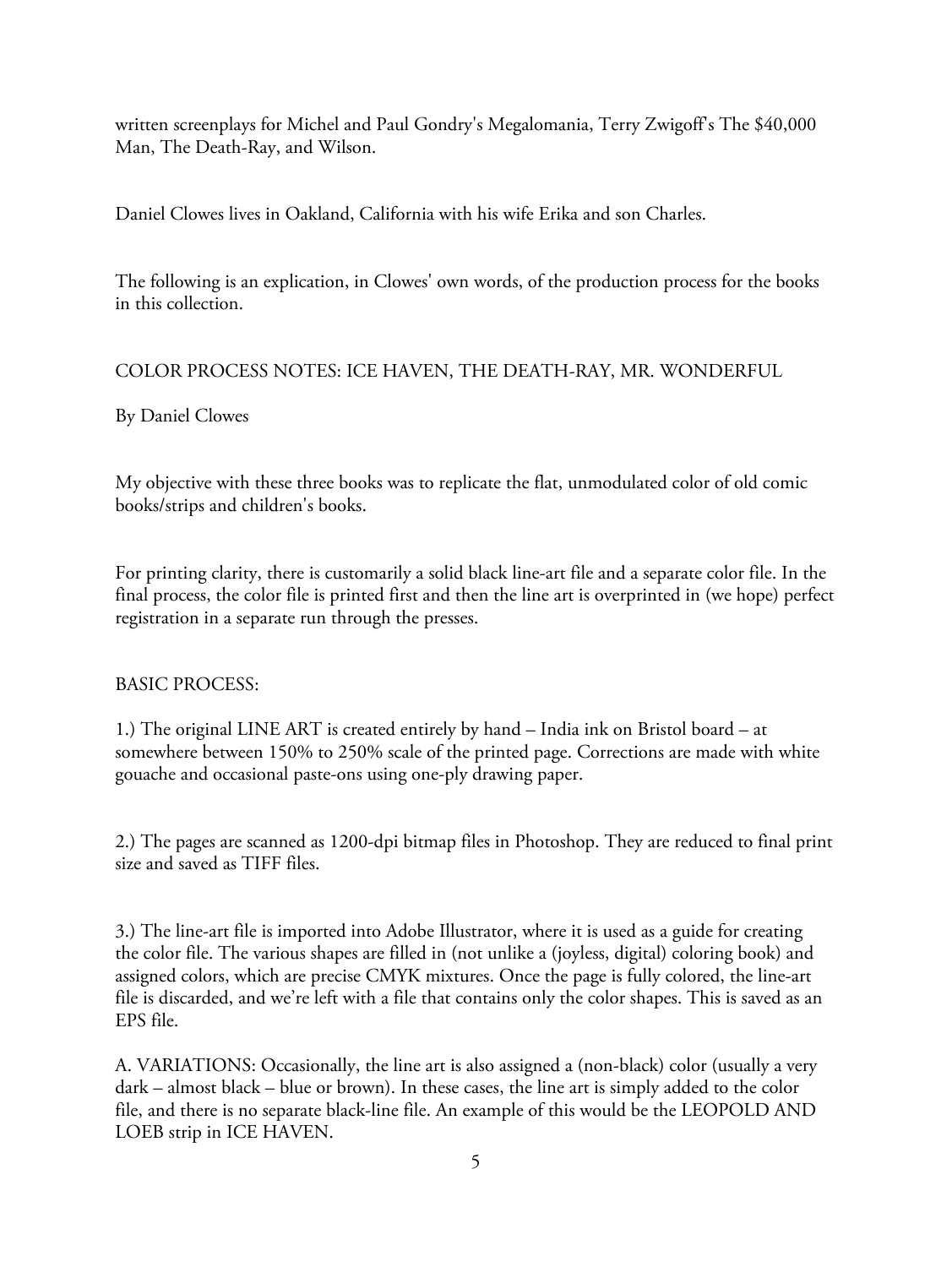written screenplays for Michel and Paul Gondry's Megalomania, Terry Zwigoff's The $40,000 Man, The Death-Ray, and Wilson.

Daniel Clowes lives in Oakland, California with his wife Erika and son Charles.

The following is an explication, in Clowes' own words, of the production process for the books in this collection.

## COLOR PROCESS NOTES: ICE HAVEN, THE DEATH-RAY, MR. WONDERFUL

By Daniel Clowes

My objective with these three books was to replicate the flat, unmodulated color of old comic books/strips and children's books.

For printing clarity, there is customarily a solid black line-art file and a separate color file. In the final process, the color file is printed first and then the line art is overprinted in (we hope) perfect registration in a separate run through the presses.

### BASIC PROCESS:

1.) The original LINE ART is created entirely by hand – India ink on Bristol board – at somewhere between 150% to 250% scale of the printed page. Corrections are made with white gouache and occasional paste-ons using one-ply drawing paper.

2.) The pages are scanned as 1200-dpi bitmap files in Photoshop. They are reduced to final print size and saved as TIFF files.

3.) The line-art file is imported into Adobe Illustrator, where it is used as a guide for creating the color file. The various shapes are filled in (not unlike a (joyless, digital) coloring book) and assigned colors, which are precise CMYK mixtures. Once the page is fully colored, the line-art file is discarded, and we're left with a file that contains only the color shapes. This is saved as an EPS file.

A. VARIATIONS: Occasionally, the line art is also assigned a (non-black) color (usually a very dark – almost black – blue or brown). In these cases, the line art is simply added to the color file, and there is no separate black-line file. An example of this would be the LEOPOLD AND LOEB strip in ICE HAVEN.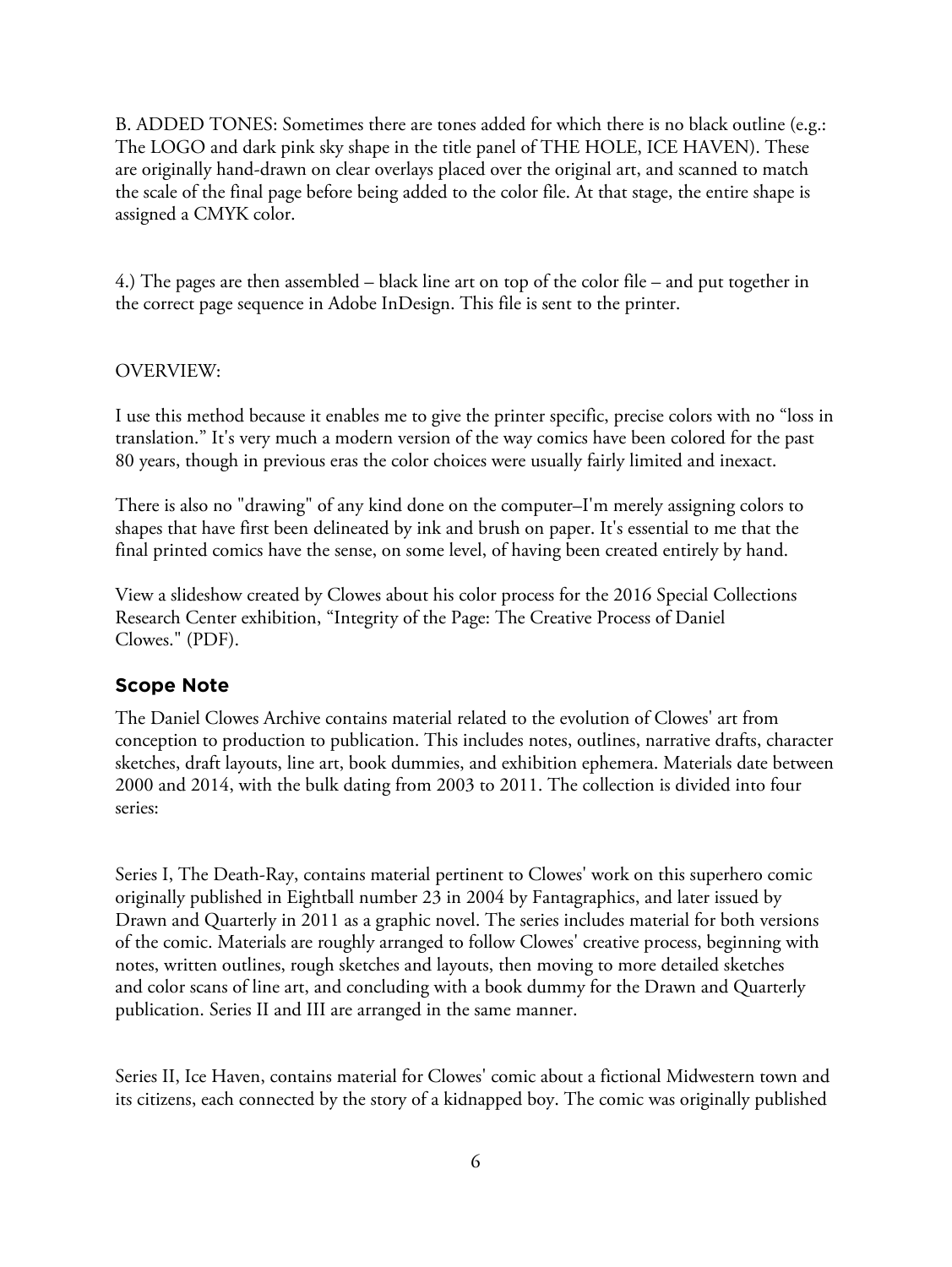B. ADDED TONES: Sometimes there are tones added for which there is no black outline (e.g.: The LOGO and dark pink sky shape in the title panel of THE HOLE, ICE HAVEN). These are originally hand-drawn on clear overlays placed over the original art, and scanned to match the scale of the final page before being added to the color file. At that stage, the entire shape is assigned a CMYK color.

4.) The pages are then assembled – black line art on top of the color file – and put together in the correct page sequence in Adobe InDesign. This file is sent to the printer.

OVERVIEW:

I use this method because it enables me to give the printer specific, precise colors with no "loss in translation." It's very much a modern version of the way comics have been colored for the past 80 years, though in previous eras the color choices were usually fairly limited and inexact.

There is also no "drawing" of any kind done on the computer–I'm merely assigning colors to shapes that have first been delineated by ink and brush on paper. It's essential to me that the final printed comics have the sense, on some level, of having been created entirely by hand.

View a slideshow created by Clowes about his color process for the 2016 Special Collections Research Center exhibition, "Integrity of the Page: The Creative Process of Daniel Clowes." (PDF).

## Scope Note

The Daniel Clowes Archive contains material related to the evolution of Clowes' art from conception to production to publication. This includes notes, outlines, narrative drafts, character sketches, draft layouts, line art, book dummies, and exhibition ephemera. Materials date between 2000 and 2014, with the bulk dating from 2003 to 2011. The collection is divided into four series:

Series I, The Death-Ray, contains material pertinent to Clowes' work on this superhero comic originally published in Eightball number 23 in 2004 by Fantagraphics, and later issued by Drawn and Quarterly in 2011 as a graphic novel. The series includes material for both versions of the comic. Materials are roughly arranged to follow Clowes' creative process, beginning with notes, written outlines, rough sketches and layouts, then moving to more detailed sketches and color scans of line art, and concluding with a book dummy for the Drawn and Quarterly publication. Series II and III are arranged in the same manner.

Series II, Ice Haven, contains material for Clowes' comic about a fictional Midwestern town and its citizens, each connected by the story of a kidnapped boy. The comic was originally published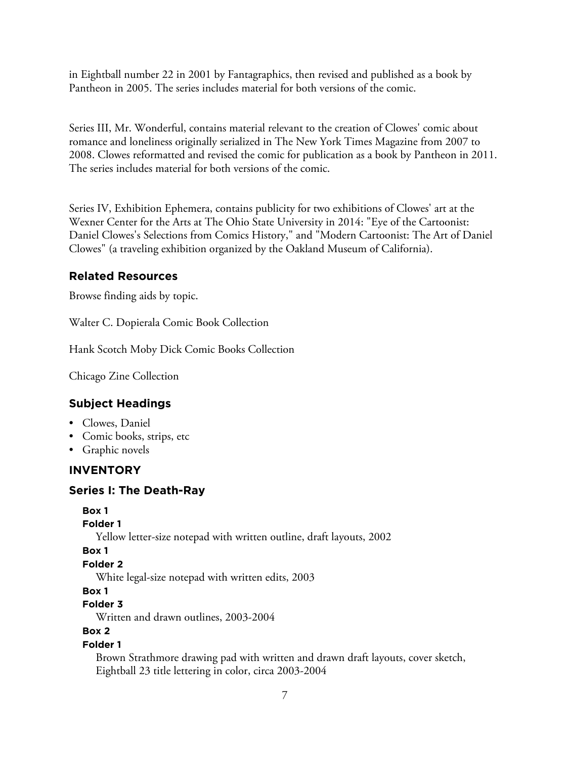in Eightball number 22 in 2001 by Fantagraphics, then revised and published as a book by Pantheon in 2005. The series includes material for both versions of the comic.

Series III, Mr. Wonderful, contains material relevant to the creation of Clowes' comic about romance and loneliness originally serialized in The New York Times Magazine from 2007 to 2008. Clowes reformatted and revised the comic for publication as a book by Pantheon in 2011. The series includes material for both versions of the comic.

Series IV, Exhibition Ephemera, contains publicity for two exhibitions of Clowes' art at the Wexner Center for the Arts at The Ohio State University in 2014: "Eye of the Cartoonist: Daniel Clowes's Selections from Comics History," and "Modern Cartoonist: The Art of Daniel Clowes" (a traveling exhibition organized by the Oakland Museum of California).

## Related Resources

Browse finding aids by topic.

Walter C. Dopierala Comic Book Collection

Hank Scotch Moby Dick Comic Books Collection

Chicago Zine Collection

## Subject Headings

- Clowes, Daniel
- Comic books, strips, etc
- Graphic novels

## INVENTORY

## Series I: The Death-Ray

**Box 1**
**Folder 1**
Yellow letter-size notepad with written outline, draft layouts, 2002

**Box 1**
**Folder 2**
White legal-size notepad with written edits, 2003

**Box 1**
**Folder 3**
Written and drawn outlines, 2003-2004

**Box 2**
**Folder 1**
Brown Strathmore drawing pad with written and drawn draft layouts, cover sketch, Eightball 23 title lettering in color, circa 2003-2004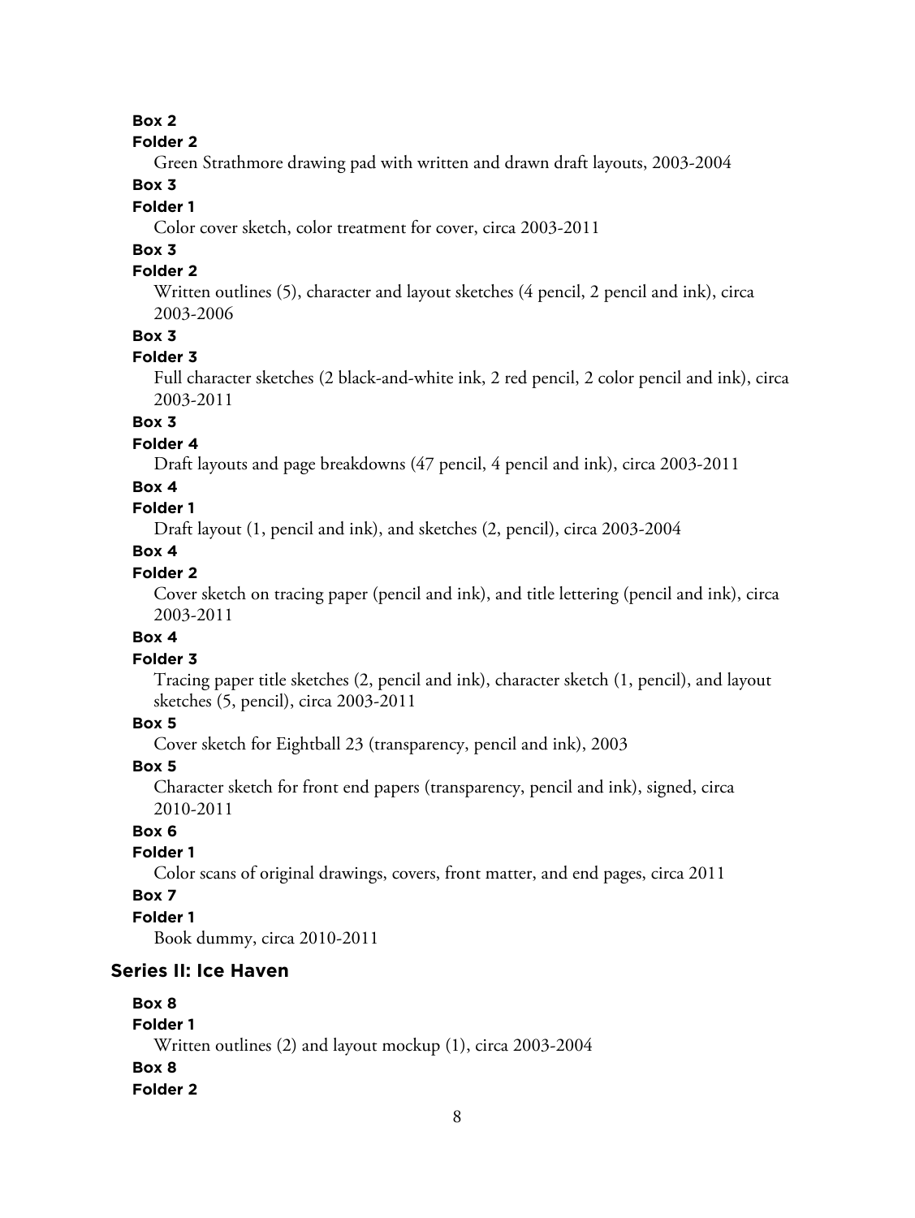**Box 2**

**Folder 2**

Green Strathmore drawing pad with written and drawn draft layouts, 2003-2004

**Box 3**

**Folder 1**

Color cover sketch, color treatment for cover, circa 2003-2011

**Box 3**

**Folder 2**

Written outlines (5), character and layout sketches (4 pencil, 2 pencil and ink), circa 2003-2006

**Box 3**

**Folder 3**

Full character sketches (2 black-and-white ink, 2 red pencil, 2 color pencil and ink), circa 2003-2011

**Box 3**

**Folder 4**

Draft layouts and page breakdowns (47 pencil, 4 pencil and ink), circa 2003-2011

**Box 4**

**Folder 1**

Draft layout (1, pencil and ink), and sketches (2, pencil), circa 2003-2004

**Box 4**

**Folder 2**

Cover sketch on tracing paper (pencil and ink), and title lettering (pencil and ink), circa 2003-2011

**Box 4**

**Folder 3**

Tracing paper title sketches (2, pencil and ink), character sketch (1, pencil), and layout sketches (5, pencil), circa 2003-2011

**Box 5**

Cover sketch for Eightball 23 (transparency, pencil and ink), 2003

**Box 5**

Character sketch for front end papers (transparency, pencil and ink), signed, circa 2010-2011

**Box 6**

**Folder 1**

Color scans of original drawings, covers, front matter, and end pages, circa 2011

**Box 7**

**Folder 1**

Book dummy, circa 2010-2011

## Series II: Ice Haven

**Box 8**

**Folder 1**

Written outlines (2) and layout mockup (1), circa 2003-2004

**Box 8**

**Folder 2**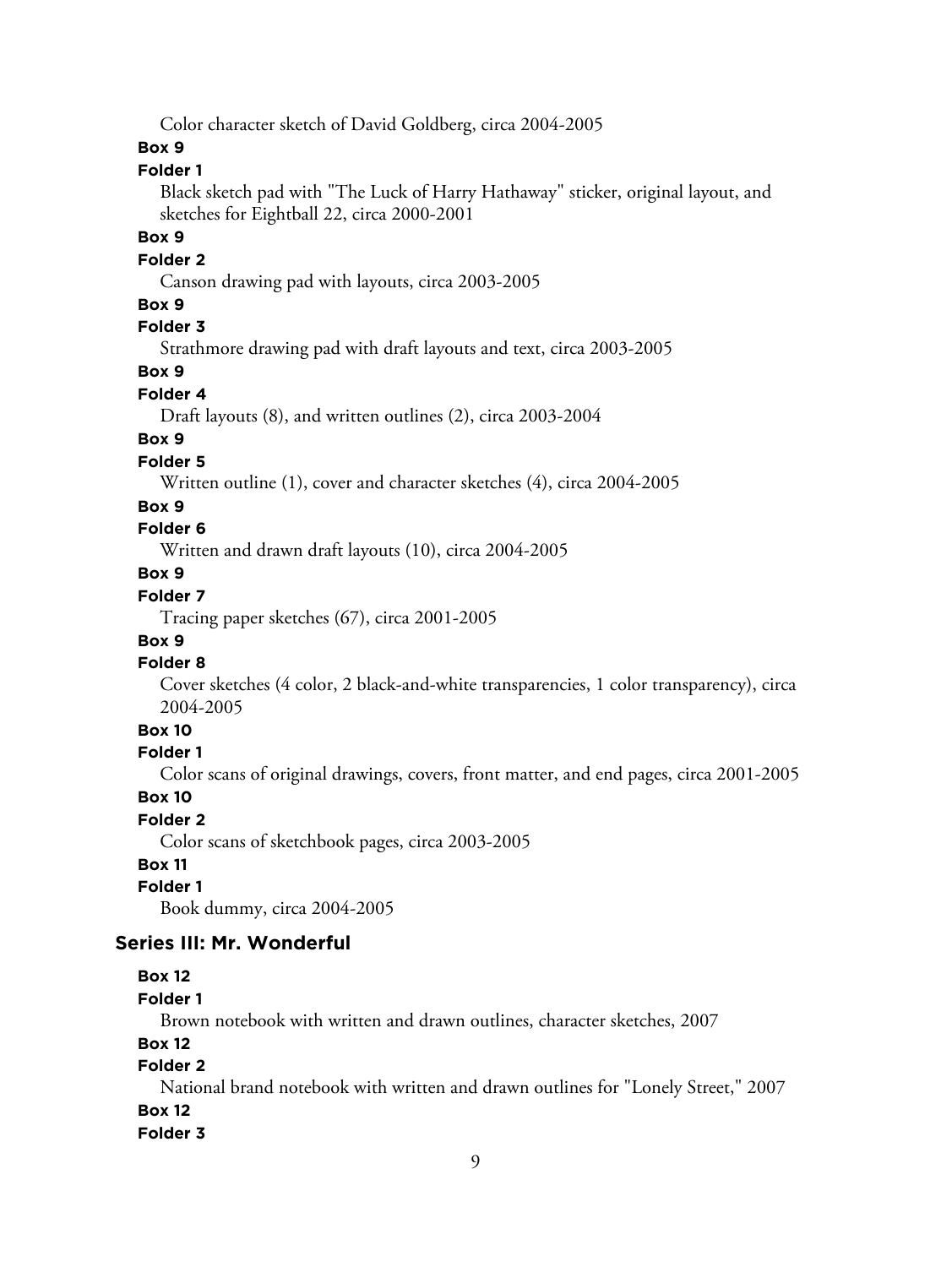Color character sketch of David Goldberg, circa 2004-2005

**Box 9**

**Folder 1**

Black sketch pad with "The Luck of Harry Hathaway" sticker, original layout, and sketches for Eightball 22, circa 2000-2001

**Box 9**

**Folder 2**

Canson drawing pad with layouts, circa 2003-2005

**Box 9**

**Folder 3**

Strathmore drawing pad with draft layouts and text, circa 2003-2005

**Box 9**

**Folder 4**

Draft layouts (8), and written outlines (2), circa 2003-2004

**Box 9**

**Folder 5**

Written outline (1), cover and character sketches (4), circa 2004-2005

**Box 9**

**Folder 6**

Written and drawn draft layouts (10), circa 2004-2005

**Box 9**

**Folder 7**

Tracing paper sketches (67), circa 2001-2005

**Box 9**

**Folder 8**

Cover sketches (4 color, 2 black-and-white transparencies, 1 color transparency), circa 2004-2005

**Box 10**

**Folder 1**

Color scans of original drawings, covers, front matter, and end pages, circa 2001-2005

**Box 10**

**Folder 2**

Color scans of sketchbook pages, circa 2003-2005

**Box 11**

**Folder 1**

Book dummy, circa 2004-2005

## Series III: Mr. Wonderful

**Box 12**

**Folder 1**

Brown notebook with written and drawn outlines, character sketches, 2007

**Box 12**

**Folder 2**

National brand notebook with written and drawn outlines for "Lonely Street," 2007

**Box 12**

**Folder 3**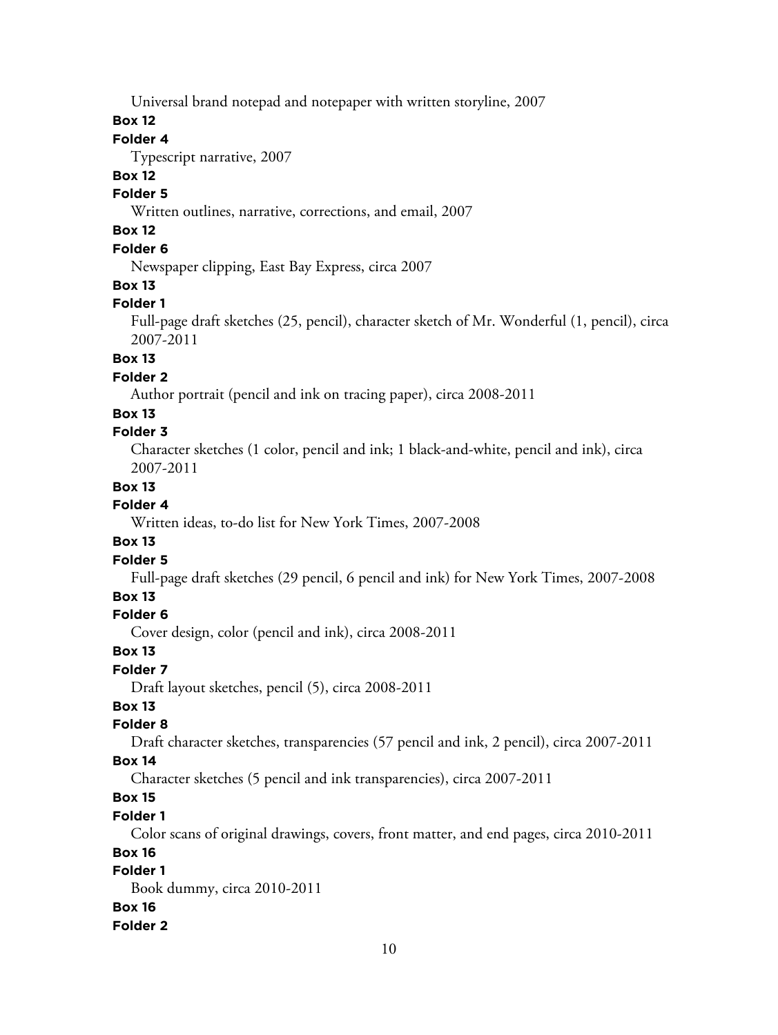Universal brand notepad and notepaper with written storyline, 2007

**Box 12**

**Folder 4**

Typescript narrative, 2007

**Box 12**

**Folder 5**

Written outlines, narrative, corrections, and email, 2007

**Box 12**

**Folder 6**

Newspaper clipping, East Bay Express, circa 2007

**Box 13**

**Folder 1**

Full-page draft sketches (25, pencil), character sketch of Mr. Wonderful (1, pencil), circa 2007-2011

**Box 13**

**Folder 2**

Author portrait (pencil and ink on tracing paper), circa 2008-2011

**Box 13**

**Folder 3**

Character sketches (1 color, pencil and ink; 1 black-and-white, pencil and ink), circa 2007-2011

**Box 13**

**Folder 4**

Written ideas, to-do list for New York Times, 2007-2008

**Box 13**

**Folder 5**

Full-page draft sketches (29 pencil, 6 pencil and ink) for New York Times, 2007-2008

**Box 13**

**Folder 6**

Cover design, color (pencil and ink), circa 2008-2011

**Box 13**

**Folder 7**

Draft layout sketches, pencil (5), circa 2008-2011

**Box 13**

**Folder 8**

Draft character sketches, transparencies (57 pencil and ink, 2 pencil), circa 2007-2011

**Box 14**

Character sketches (5 pencil and ink transparencies), circa 2007-2011

**Box 15**

**Folder 1**

Color scans of original drawings, covers, front matter, and end pages, circa 2010-2011

**Box 16**

**Folder 1**

Book dummy, circa 2010-2011

**Box 16**

**Folder 2**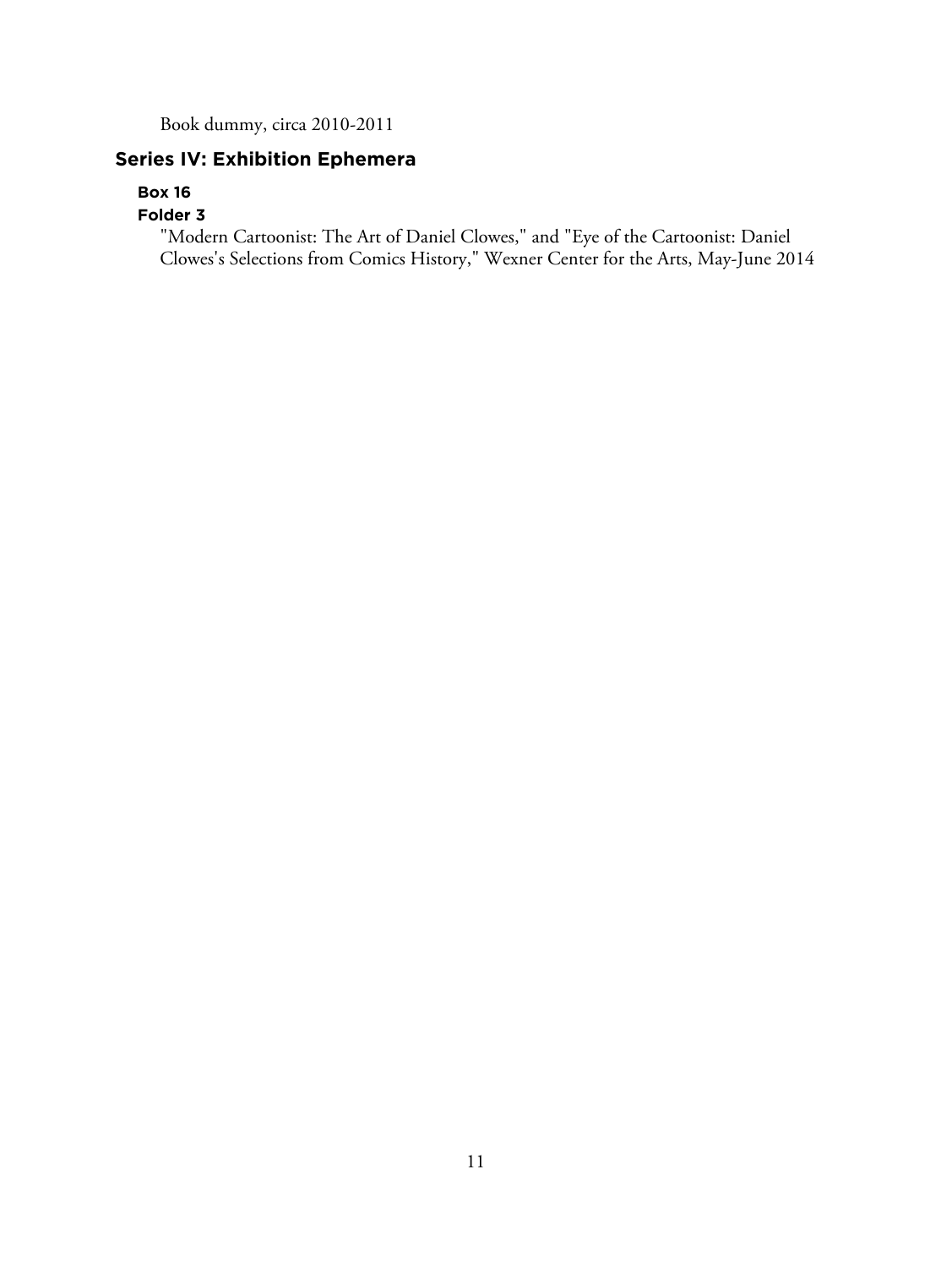Book dummy, circa 2010-2011

## Series IV: Exhibition Ephemera

**Box 16**

**Folder 3**

"Modern Cartoonist: The Art of Daniel Clowes," and "Eye of the Cartoonist: Daniel Clowes's Selections from Comics History," Wexner Center for the Arts, May-June 2014